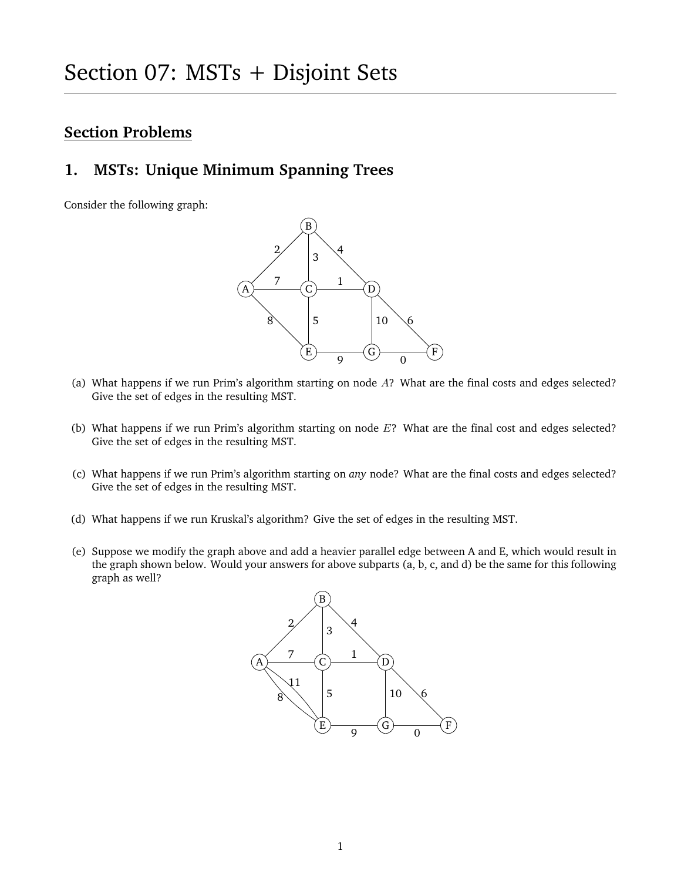# Section 07: MSTs + Disjoint Sets

## Section Problems

### 1. MSTs: Unique Minimum Spanning Trees

Consider the following graph:

(a) What happens if we run Prim's algorithm starting on node $A$? What are the final costs and edges selected? Give the set of edges in the resulting MST.

(b) What happens if we run Prim's algorithm starting on node $E$? What are the final cost and edges selected? Give the set of edges in the resulting MST.

(c) What happens if we run Prim's algorithm starting on *any* node? What are the final costs and edges selected? Give the set of edges in the resulting MST.

(d) What happens if we run Kruskal's algorithm? Give the set of edges in the resulting MST.

(e) Suppose we modify the graph above and add a heavier parallel edge between A and E, which would result in the graph shown below. Would your answers for above subparts (a, b, c, and d) be the same for this following graph as well?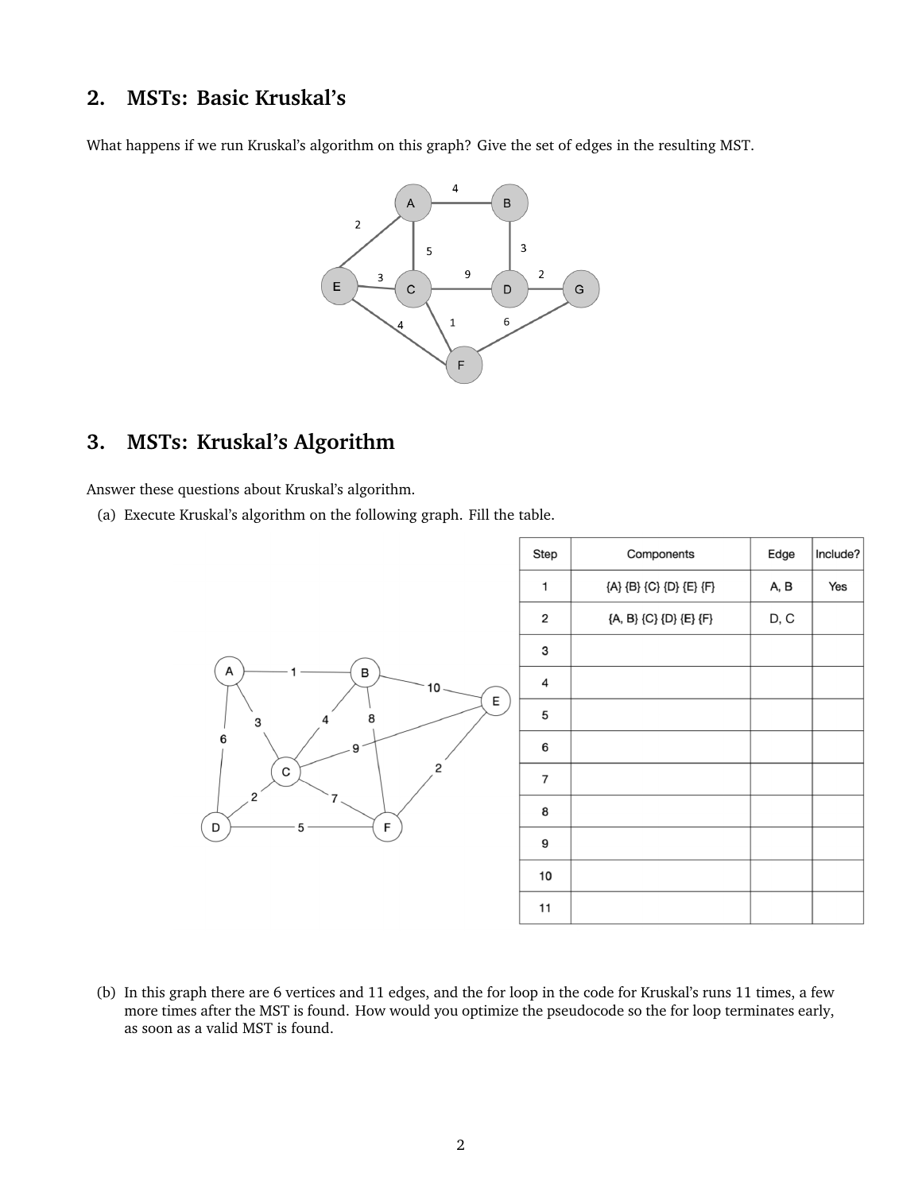## 2. MSTs: Basic Kruskal's

What happens if we run Kruskal's algorithm on this graph? Give the set of edges in the resulting MST.

## 3. MSTs: Kruskal's Algorithm

Answer these questions about Kruskal's algorithm.

(a) Execute Kruskal's algorithm on the following graph. Fill the table.

| Step | Components | Edge | Include? |
| --- | --- | --- | --- |
| 1 | {A} {B} {C} {D} {E} {F} | A, B | Yes |
| 2 | {A, B} {C} {D} {E} {F} | D, C | |
| 3 | | | |
| 4 | | | |
| 5 | | | |
| 6 | | | |
| 7 | | | |
| 8 | | | |
| 9 | | | |
| 10 | | | |
| 11 | | | |

(b) In this graph there are 6 vertices and 11 edges, and the for loop in the code for Kruskal's runs 11 times, a few more times after the MST is found. How would you optimize the pseudocode so the for loop terminates early, as soon as a valid MST is found.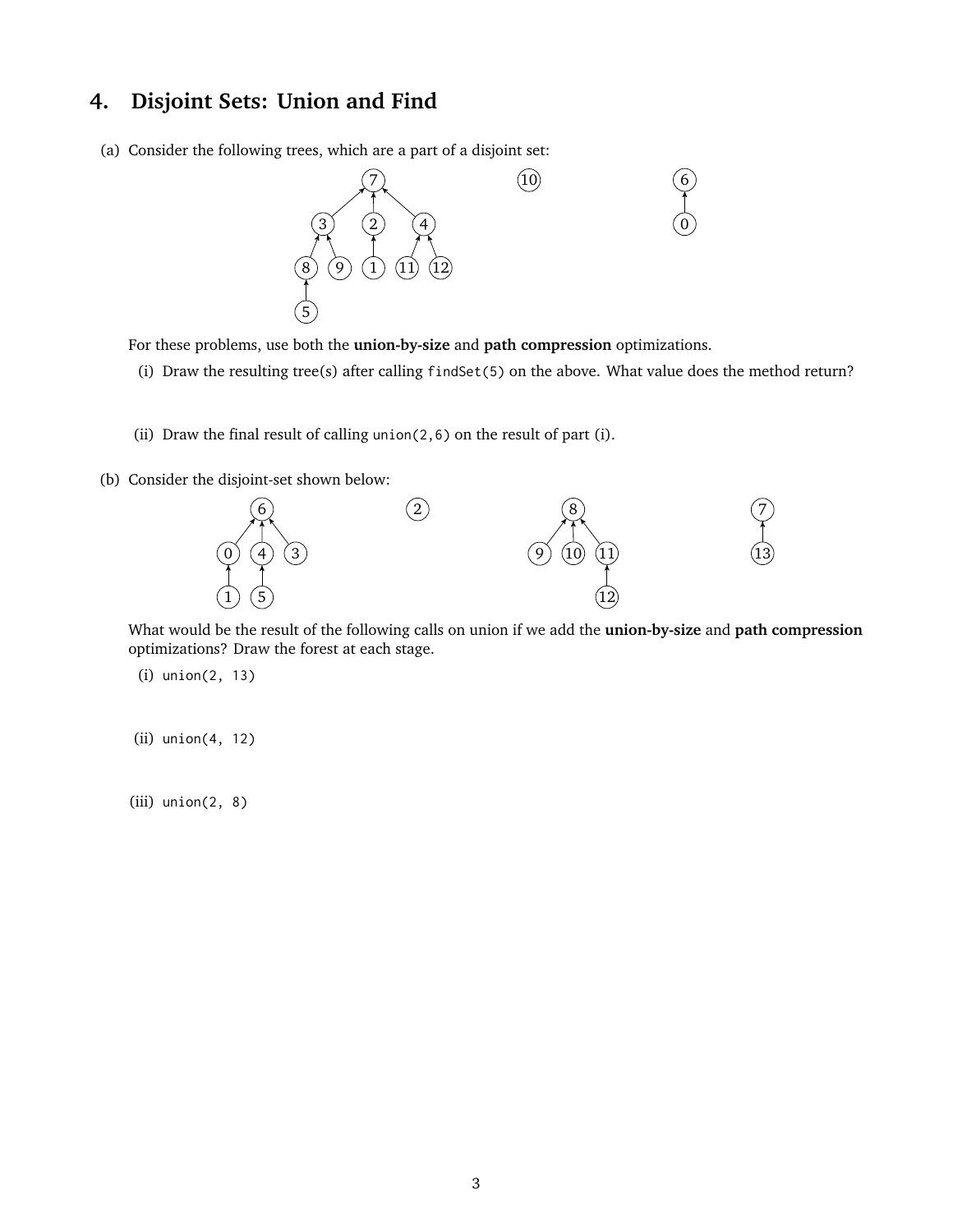## 4. Disjoint Sets: Union and Find

(a) Consider the following trees, which are a part of a disjoint set:

For these problems, use both the **union-by-size** and **path compression** optimizations.

(i) Draw the resulting tree(s) after calling `findSet(5)` on the above. What value does the method return?

(ii) Draw the final result of calling `union(2,6)` on the result of part (i).

(b) Consider the disjoint-set shown below:

What would be the result of the following calls on union if we add the **union-by-size** and **path compression** optimizations? Draw the forest at each stage.

(i) `union(2, 13)`

(ii) `union(4, 12)`

(iii) `union(2, 8)`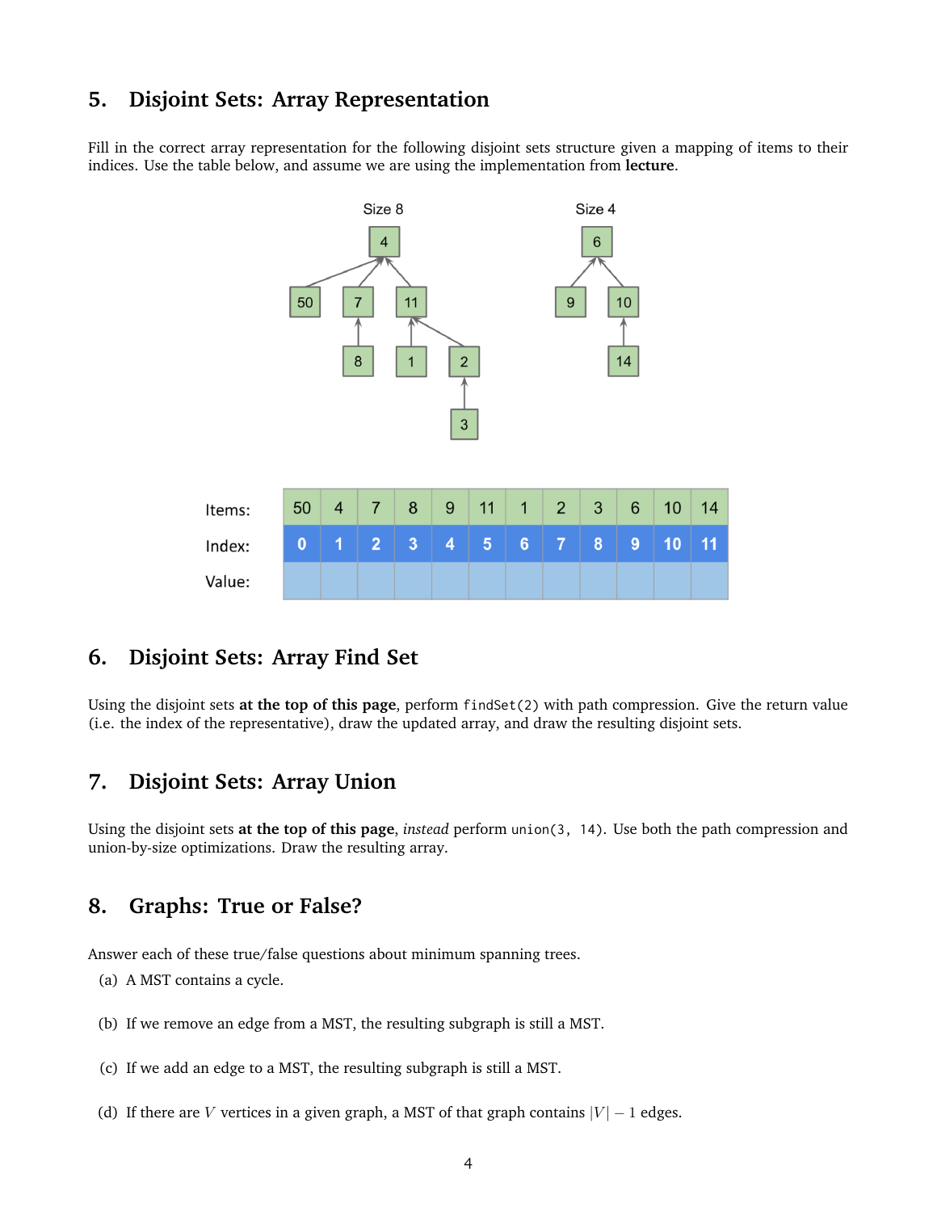## 5. Disjoint Sets: Array Representation

Fill in the correct array representation for the following disjoint sets structure given a mapping of items to their indices. Use the table below, and assume we are using the implementation from **lecture**.

| Items: | 50 | 4 | 7 | 8 | 9 | 11 | 1 | 2 | 3 | 6 | 10 | 14 |
|---|---|---|---|---|---|---|---|---|---|---|---|---|
| Index: | 0 | 1 | 2 | 3 | 4 | 5 | 6 | 7 | 8 | 9 | 10 | 11 |
| Value: | | | | | | | | | | | | |

## 6. Disjoint Sets: Array Find Set

Using the disjoint sets **at the top of this page**, perform `findSet(2)` with path compression. Give the return value (i.e. the index of the representative), draw the updated array, and draw the resulting disjoint sets.

## 7. Disjoint Sets: Array Union

Using the disjoint sets **at the top of this page**, *instead* perform `union(3, 14)`. Use both the path compression and union-by-size optimizations. Draw the resulting array.

## 8. Graphs: True or False?

Answer each of these true/false questions about minimum spanning trees.

(a) A MST contains a cycle.

(b) If we remove an edge from a MST, the resulting subgraph is still a MST.

(c) If we add an edge to a MST, the resulting subgraph is still a MST.

(d) If there are $V$ vertices in a given graph, a MST of that graph contains $|V| - 1$ edges.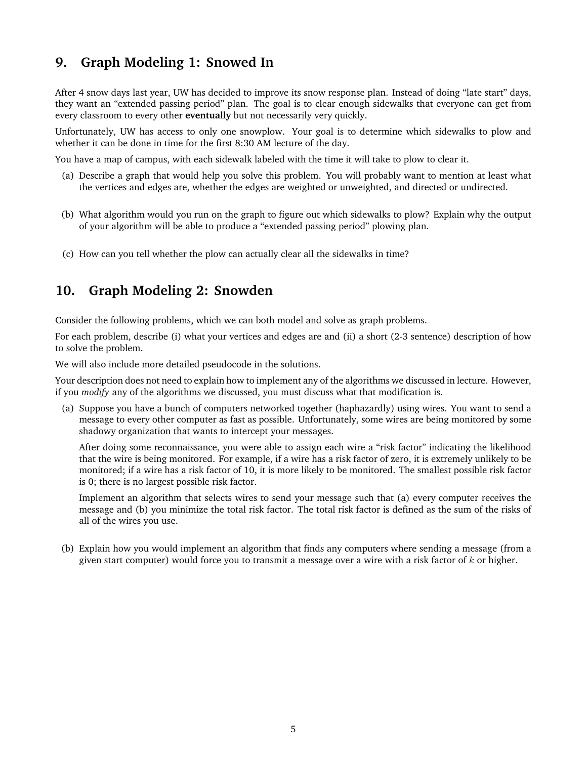## 9. Graph Modeling 1: Snowed In

After 4 snow days last year, UW has decided to improve its snow response plan. Instead of doing "late start" days, they want an "extended passing period" plan. The goal is to clear enough sidewalks that everyone can get from every classroom to every other **eventually** but not necessarily very quickly.

Unfortunately, UW has access to only one snowplow. Your goal is to determine which sidewalks to plow and whether it can be done in time for the first 8:30 AM lecture of the day.

You have a map of campus, with each sidewalk labeled with the time it will take to plow to clear it.

(a) Describe a graph that would help you solve this problem. You will probably want to mention at least what the vertices and edges are, whether the edges are weighted or unweighted, and directed or undirected.

(b) What algorithm would you run on the graph to figure out which sidewalks to plow? Explain why the output of your algorithm will be able to produce a "extended passing period" plowing plan.

(c) How can you tell whether the plow can actually clear all the sidewalks in time?

## 10. Graph Modeling 2: Snowden

Consider the following problems, which we can both model and solve as graph problems.

For each problem, describe (i) what your vertices and edges are and (ii) a short (2-3 sentence) description of how to solve the problem.

We will also include more detailed pseudocode in the solutions.

Your description does not need to explain how to implement any of the algorithms we discussed in lecture. However, if you *modify* any of the algorithms we discussed, you must discuss what that modification is.

(a) Suppose you have a bunch of computers networked together (haphazardly) using wires. You want to send a message to every other computer as fast as possible. Unfortunately, some wires are being monitored by some shadowy organization that wants to intercept your messages.

After doing some reconnaissance, you were able to assign each wire a "risk factor" indicating the likelihood that the wire is being monitored. For example, if a wire has a risk factor of zero, it is extremely unlikely to be monitored; if a wire has a risk factor of 10, it is more likely to be monitored. The smallest possible risk factor is 0; there is no largest possible risk factor.

Implement an algorithm that selects wires to send your message such that (a) every computer receives the message and (b) you minimize the total risk factor. The total risk factor is defined as the sum of the risks of all of the wires you use.

(b) Explain how you would implement an algorithm that finds any computers where sending a message (from a given start computer) would force you to transmit a message over a wire with a risk factor of $k$ or higher.